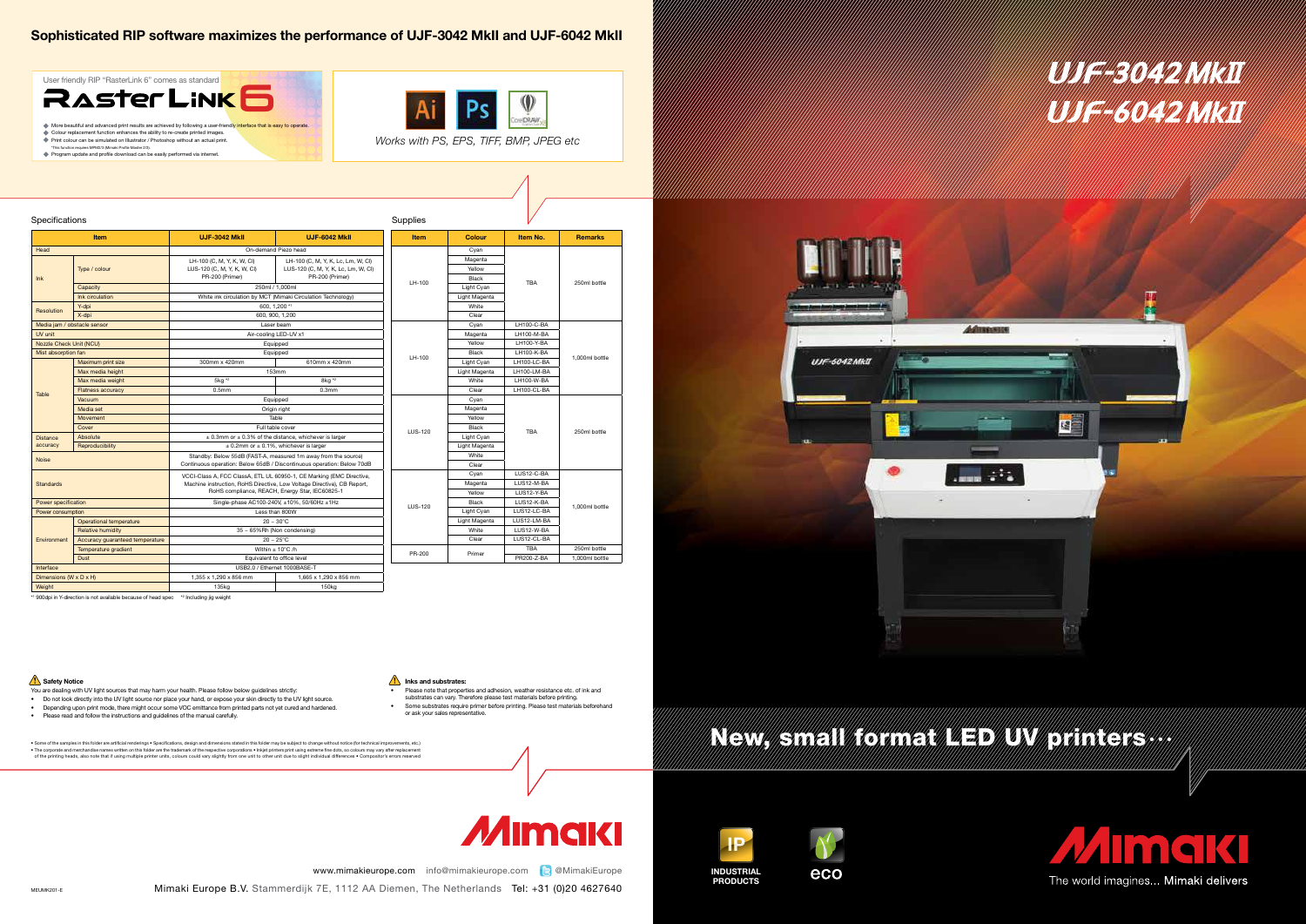## Sophisticated RIP software maximizes the performance of UJF-3042 MkII and UJF-6042 MkII

User friendly RIP "RasterLink 6" comes as standard

**RasterLink6**

- More beautiful and advanced print results are achieved by following a user-friendly interface that is easy to operate.
- Colour replacement function enhances the ability to re-create printed images.
- Print colour can be simulated on Illustrator / Photoshop without an actual print.
  *This function requires MPM2/3 (Mimaki Profile Master 2/3).
- Program update and profile download can be easily performed via internet.

*Works with PS, EPS, TIFF, BMP, JPEG etc*

# UJF-3042 MkII
# UJF-6042 MkII

### Specifications

| Item | | UJF-3042 MkII | UJF-6042 MkII |
|---|---|---|---|
| Head | | On-demand Piezo head | |
| Ink | Type / colour | LH-100 (C, M, Y, K, W, Cl) LUS-120 (C, M, Y, K, W, Cl) PR-200 (Primer) | LH-100 (C, M, Y, K, Lc, Lm, W, Cl) LUS-120 (C, M, Y, K, Lc, Lm, W, Cl) PR-200 (Primer) |
| | Capacity | 250ml / 1,000ml | |
| | Ink circulation | White ink circulation by MCT (Mimaki Circulation Technology) | |
| Resolution | Y-dpi | 600, 1,200 *1 | |
| | X-dpi | 600, 900, 1,200 | |
| Media jam / obstacle sensor | | Laser beam | |
| UV unit | | Air-cooling LED-UV x1 | |
| Nozzle Check Unit (NCU) | | Equipped | |
| Mist absorption fan | | Equipped | |
| Table | Maximum print size | 300mm x 420mm | 610mm x 420mm |
| | Max media height | 153mm | |
| | Max media weight | 5kg *2 | 8kg *2 |
| | Flatness accuracy | 0.5mm | 0.3mm |
| | Vacuum | Equipped | |
| | Media set | Origin right | |
| | Movement | Table | |
| | Cover | Full table cover | |
| Distance accuracy | Absolute | ± 0.3mm or ± 0.3% of the distance, whichever is larger | |
| | Reproducibility | ± 0.2mm or ± 0.1%, whichever is larger | |
| Noise | | Standby: Below 55dB (FAST-A, measured 1m away from the source) Continuous operation: Below 65dB / Discontinuous operation: Below 70dB | |
| Standards | | VCCI-Class A, FCC ClassA, ETL UL 60950-1, CE Marking (EMC Directive, Machine instruction, RoHS Directive, Low Voltage Directive), CB Report, RoHS compliance, REACH, Energy Star, IEC60825-1 | |
| Power specification | | Single-phase AC100-240V, ±10%, 50/60Hz ±1Hz | |
| Power consumption | | Less than 800W | |
| Environment | Operational temperature | 20 - 30°C | |
| | Relative humidity | 35 - 65%Rh (Non condensing) | |
| | Accuracy guaranteed temperature | 20 - 25°C | |
| | Temperature gradient | Within ± 10°C /h | |
| | Dust | Equivalent to office level | |
| Interface | | USB2.0 / Ethernet 1000BASE-T | |
| Dimensions (W x D x H) | | 1,355 x 1,290 x 856 mm | 1,665 x 1,290 x 856 mm |
| Weight | | 135kg | 150kg |

*1 900dpi in Y-direction is not available because of head spec *2 Including jig weight

### Supplies

| Item | Colour | Item No. | Remarks |
|---|---|---|---|
| LH-100 | Cyan | TBA | 250ml bottle |
| | Magenta | | |
| | Yellow | | |
| | Black | | |
| | Light Cyan | | |
| | Light Magenta | | |
| | White | | |
| | Clear | | |
| LH-100 | Cyan | LH100-C-BA | 1,000ml bottle |
| | Magenta | LH100-M-BA | |
| | Yellow | LH100-Y-BA | |
| | Black | LH100-K-BA | |
| | Light Cyan | LH100-LC-BA | |
| | Light Magenta | LH100-LM-BA | |
| | White | LH100-W-BA | |
| | Clear | LH100-CL-BA | |
| LUS-120 | Cyan | TBA | 250ml bottle |
| | Magenta | | |
| | Yellow | | |
| | Black | | |
| | Light Cyan | | |
| | Light Magenta | | |
| | White | | |
| | Clear | | |
| LUS-120 | Cyan | LUS12-C-BA | 1,000ml bottle |
| | Magenta | LUS12-M-BA | |
| | Yellow | LUS12-Y-BA | |
| | Black | LUS12-K-BA | |
| | Light Cyan | LUS12-LC-BA | |
| | Light Magenta | LUS12-LM-BA | |
| | White | LUS12-W-BA | |
| | Clear | LUS12-CL-BA | |
| PR-200 | Primer | TBA | 250ml bottle |
| | | PR200-Z-BA | 1,000ml bottle |

**Safety Notice**

You are dealing with UV light sources that may harm your health. Please follow below guidelines strictly:

- Do not look directly into the UV light source nor place your hand, or expose your skin directly to the UV light source.
- Depending upon print mode, there might occur some VOC emittance from printed parts not yet cured and hardened.
- Please read and follow the instructions and guidelines of the manual carefully.

**Inks and substrates:**

- Please note that properties and adhesion, weather resistance etc. of ink and substrates can vary. Therefore please test materials before printing.
- Some substrates require primer before printing. Please test materials beforehand or ask your sales representative.

• Some of the samples in this folder are artificial renderings • Specifications, design and dimensions stated in this folder may be subject to change without notice (for technical improvements, etc.) • The corporate and merchandise names written on this folder are the trademark of the respective corporations • Inkjet printers print using extreme fine dots, so colours may vary after replacement of the printing heads, also note that if using multiple printer units, colours could vary slightly from one unit to other unit due to slight individual differences • Compositor's errors reserved

## New, small format LED UV printers...

INDUSTRIAL PRODUCTS

eco

MIMAKI

The world imagines... Mimaki delivers

www.mimakieurope.com info@mimakieurope.com @MimakiEurope

Mimaki Europe B.V. Stammerdijk 7E, 1112 AA Diemen, The Netherlands Tel: +31 (0)20 4627640

MEUMK201-E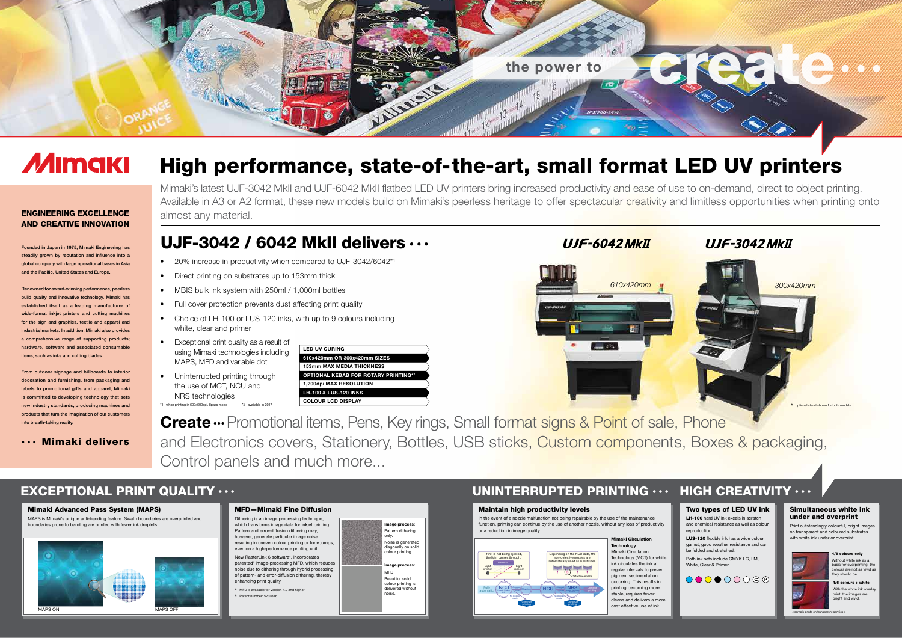the power to create···

# Mimaki

## High performance, state-of-the-art, small format LED UV printers

Mimaki's latest UJF-3042 MkII and UJF-6042 MkII flatbed LED UV printers bring increased productivity and ease of use to on-demand, direct to object printing. Available in A3 or A2 format, these new models build on Mimaki's peerless heritage to offer spectacular creativity and limitless opportunities when printing onto almost any material.

**ENGINEERING EXCELLENCE AND CREATIVE INNOVATION**

Founded in Japan in 1975, Mimaki Engineering has steadily grown by reputation and influence into a global company with large operational bases in Asia and the Pacific, United States and Europe.

Renowned for award-winning performance, peerless build quality and innovative technology, Mimaki has established itself as a leading manufacturer of wide-format inkjet printers and cutting machines for the sign and graphics, textile and apparel and industrial markets. In addition, Mimaki also provides a comprehensive range of supporting products; hardware, software and associated consumable items, such as inks and cutting blades.

From outdoor signage and billboards to interior decoration and furnishing, from packaging and labels to promotional gifts and apparel, Mimaki is committed to developing technology that sets new industry standards, producing machines and products that turn the imagination of our customers into breath-taking reality.

**··· Mimaki delivers**

## UJF-3042 / 6042 MkII delivers ···

- 20% increase in productivity when compared to UJF-3042/6042*1
- Direct printing on substrates up to 153mm thick
- MBIS bulk ink system with 250ml / 1,000ml bottles
- Full cover protection prevents dust affecting print quality
- Choice of LH-100 or LUS-120 inks, with up to 9 colours including white, clear and primer
- Exceptional print quality as a result of using Mimaki technologies including MAPS, MFD and variable dot
- Uninterrupted printing through the use of MCT, NCU and NRS technologies

*1 when printing in 600x600dpi, 8pass mode *2 available in 2017

- LED UV CURING
- 610x420mm OR 300x420mm SIZES
- 153mm MAX MEDIA THICKNESS
- OPTIONAL KEBAB FOR ROTARY PRINTING*2
- 1,200dpi MAX RESOLUTION
- LH-100 & LUS-120 INKS
- COLOUR LCD DISPLAY

UJF-6042 MkII — 610x420mm

UJF-3042 MkII — 300x420mm

* optional stand shown for both models

**Create···** Promotional items, Pens, Key rings, Small format signs & Point of sale, Phone and Electronics covers, Stationery, Bottles, USB sticks, Custom components, Boxes & packaging, Control panels and much more...

## EXCEPTIONAL PRINT QUALITY ···

### Mimaki Advanced Pass System (MAPS)

MAPS is Mimaki's unique anti-banding feature. Swath boundaries are overprinted and boundaries prone to banding are printed with fewer ink droplets.

MAPS ON MAPS OFF

### MFD – Mimaki Fine Diffusion

Dithering is an image processing technique, which transforms image data for inkjet printing. Pattern and error-diffusion dithering may, however, generate particular image noise resulting in uneven colour printing or tone jumps, even on a high-performance printing unit.

New RasterLink 6 software*, incorporates patented* image-processing MFD, which reduces noise due to dithering through hybrid processing of pattern- and error-diffusion dithering, thereby enhancing print quality.

* MFD is available for Version 4.0 and higher
* Patent number: 5230816

Image process: Pattern dithering only. Noise is generated diagonally on solid colour printing.

Image process: MFD. Beautiful solid colour printing is delivered without noise.

## UNINTERRUPTED PRINTING ···

### Maintain high productivity levels

In the event of a nozzle malfunction not being repairable by the use of the maintenance function, printing can continue by the use of another nozzle, without any loss of productivity or a reduction in image quality.

If ink is not being ejected, the light passes through. Light emitter Light receiver

Depending on the NCU data, the non-defective nozzles are automatically used as substitutes. Defective nozzle

Fully automatic NCU NCU NRS Continue printing

**Mimaki Circulation Technology**

Mimaki Circulation Technology (MCT) for white ink circulates the ink at regular intervals to prevent pigment sedimentation occurring. This results in printing becoming more stable, requires fewer cleans and delivers a more cost effective use of ink.

## HIGH CREATIVITY ···

### Two types of LED UV ink

**LH-100** hard UV ink excels in scratch and chemical resistance as well as colour reproduction.

**LUS-120** flexible ink has a wide colour gamut, good weather resistance and can be folded and stretched.

Both ink sets include CMYK LC, LM, White, Clear & Primer

### Simultaneous white ink under and overprint

Print outstandingly colourful, bright images on transparent and coloured substrates with white ink under or overprint.

**4/6 colours only**

Without white ink as a basis for overprinting, the colours are not as vivid as they should be.

**4/6 colours + white**

With the white ink overlay print, the images are bright and vivid.

< sample prints on transparent acrylics >